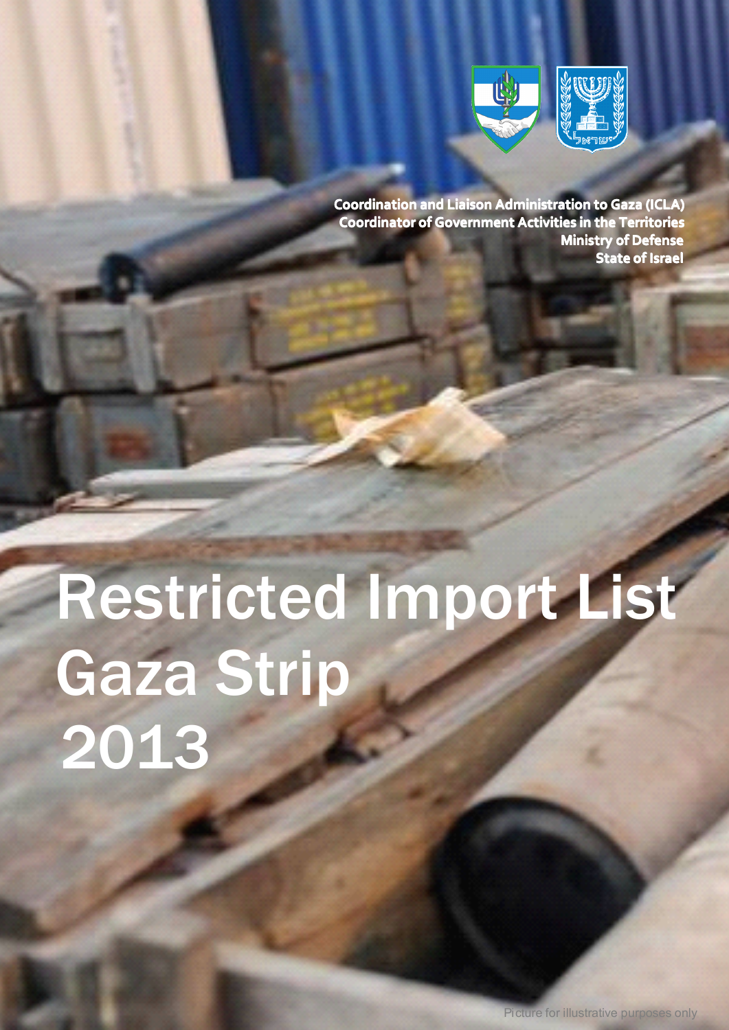Coordination and Liaison Administration to Gaza (ICLA)
Coordinator of Government Activities in the Territories
Ministry of Defense
State of Israel

# Restricted Import List Gaza Strip 2013

Picture for illustrative purposes only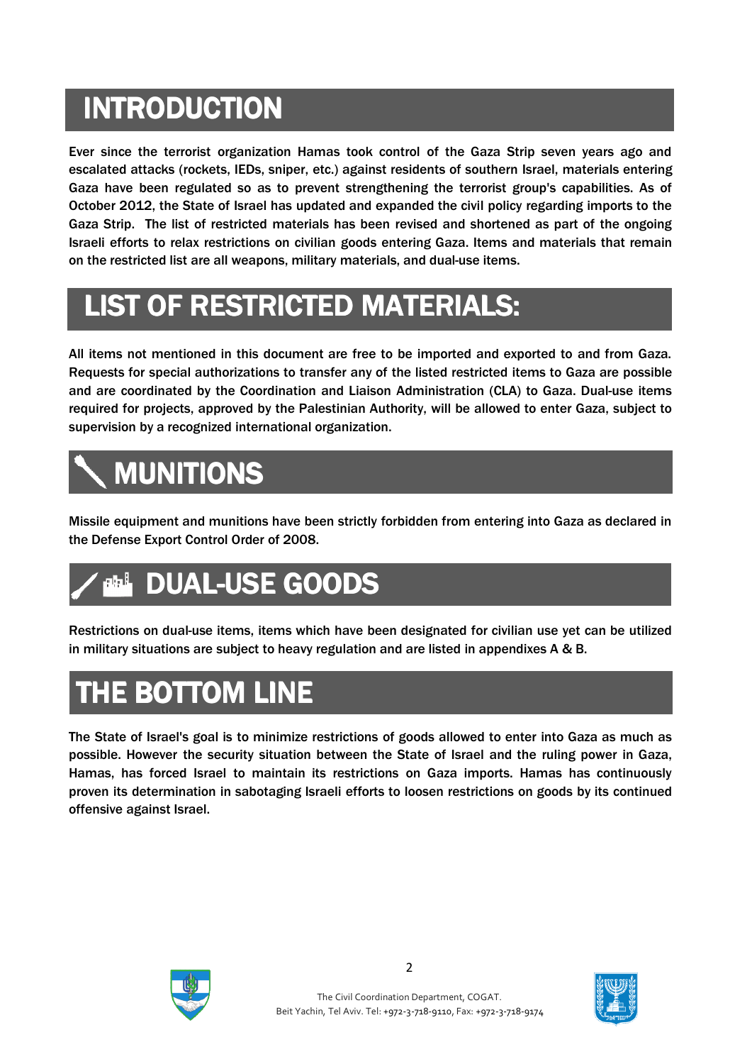# INTRODUCTION

Ever since the terrorist organization Hamas took control of the Gaza Strip seven years ago and escalated attacks (rockets, IEDs, sniper, etc.) against residents of southern Israel, materials entering Gaza have been regulated so as to prevent strengthening the terrorist group's capabilities. As of October 2012, the State of Israel has updated and expanded the civil policy regarding imports to the Gaza Strip. The list of restricted materials has been revised and shortened as part of the ongoing Israeli efforts to relax restrictions on civilian goods entering Gaza. Items and materials that remain on the restricted list are all weapons, military materials, and dual-use items.

# LIST OF RESTRICTED MATERIALS:

All items not mentioned in this document are free to be imported and exported to and from Gaza. Requests for special authorizations to transfer any of the listed restricted items to Gaza are possible and are coordinated by the Coordination and Liaison Administration (CLA) to Gaza. Dual-use items required for projects, approved by the Palestinian Authority, will be allowed to enter Gaza, subject to supervision by a recognized international organization.

# MUNITIONS

Missile equipment and munitions have been strictly forbidden from entering into Gaza as declared in the Defense Export Control Order of 2008.

# DUAL-USE GOODS

Restrictions on dual-use items, items which have been designated for civilian use yet can be utilized in military situations are subject to heavy regulation and are listed in appendixes A & B.

# THE BOTTOM LINE

The State of Israel's goal is to minimize restrictions of goods allowed to enter into Gaza as much as possible. However the security situation between the State of Israel and the ruling power in Gaza, Hamas, has forced Israel to maintain its restrictions on Gaza imports. Hamas has continuously proven its determination in sabotaging Israeli efforts to loosen restrictions on goods by its continued offensive against Israel.

The Civil Coordination Department, COGAT.
Beit Yachin, Tel Aviv. Tel: +972-3-718-9110, Fax: +972-3-718-9174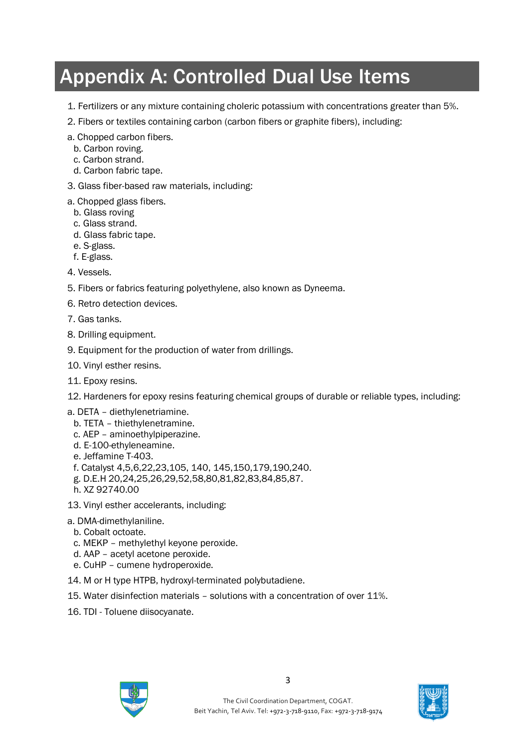# Appendix A: Controlled Dual Use Items

1. Fertilizers or any mixture containing choleric potassium with concentrations greater than 5%.
2. Fibers or textiles containing carbon (carbon fibers or graphite fibers), including:

a. Chopped carbon fibers.
b. Carbon roving.
c. Carbon strand.
d. Carbon fabric tape.

3. Glass fiber-based raw materials, including:

a. Chopped glass fibers.
b. Glass roving
c. Glass strand.
d. Glass fabric tape.
e. S-glass.
f. E-glass.

4. Vessels.
5. Fibers or fabrics featuring polyethylene, also known as Dyneema.
6. Retro detection devices.
7. Gas tanks.
8. Drilling equipment.
9. Equipment for the production of water from drillings.
10. Vinyl esther resins.
11. Epoxy resins.
12. Hardeners for epoxy resins featuring chemical groups of durable or reliable types, including:

a. DETA – diethylenetriamine.
b. TETA – thiethylenetramine.
c. AEP – aminoethylpiperazine.
d. E-100-ethyleneamine.
e. Jeffamine T-403.
f. Catalyst 4,5,6,22,23,105, 140, 145,150,179,190,240.
g. D.E.H 20,24,25,26,29,52,58,80,81,82,83,84,85,87.
h. XZ 92740.00

13. Vinyl esther accelerants, including:

a. DMA-dimethylaniline.
b. Cobalt octoate.
c. MEKP – methylethyl keyone peroxide.
d. AAP – acetyl acetone peroxide.
e. CuHP – cumene hydroperoxide.

14. M or H type HTPB, hydroxyl-terminated polybutadiene.
15. Water disinfection materials – solutions with a concentration of over 11%.
16. TDI - Toluene diisocyanate.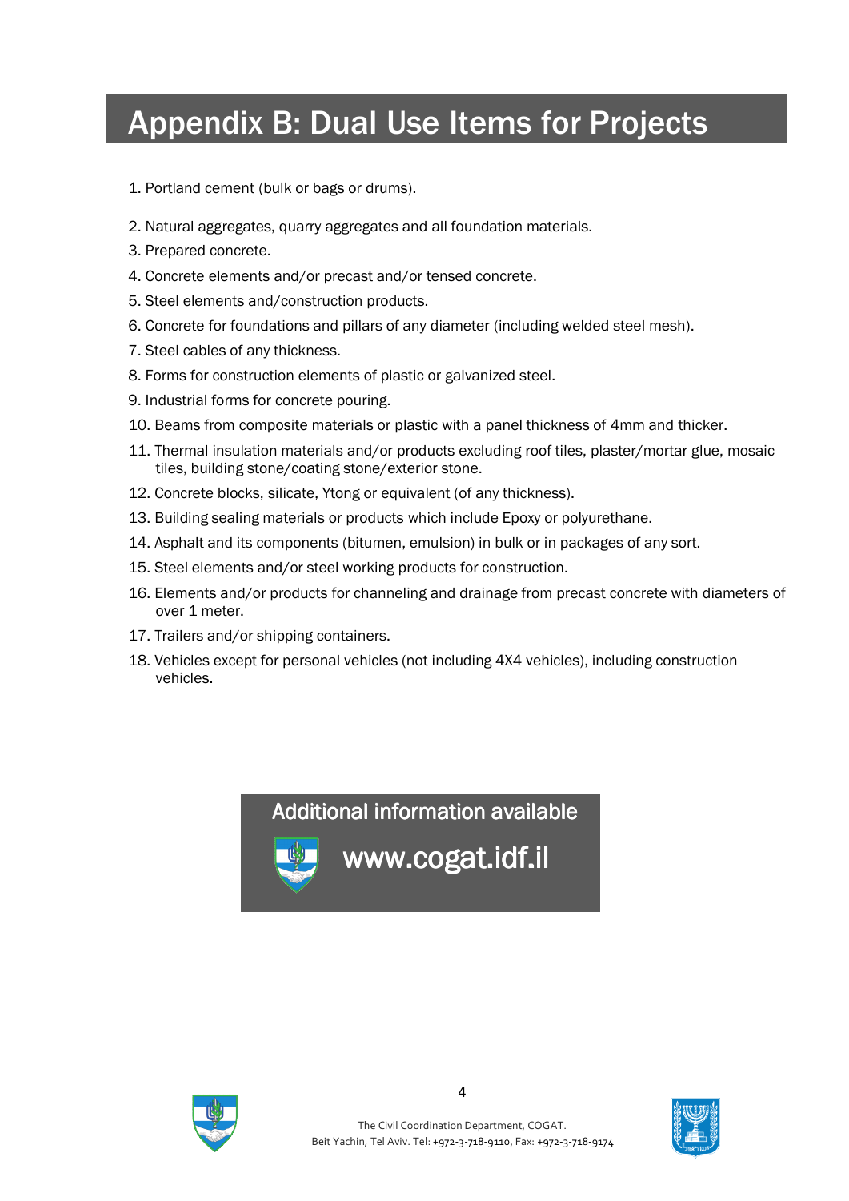# Appendix B: Dual Use Items for Projects

1. Portland cement (bulk or bags or drums).
2. Natural aggregates, quarry aggregates and all foundation materials.
3. Prepared concrete.
4. Concrete elements and/or precast and/or tensed concrete.
5. Steel elements and/construction products.
6. Concrete for foundations and pillars of any diameter (including welded steel mesh).
7. Steel cables of any thickness.
8. Forms for construction elements of plastic or galvanized steel.
9. Industrial forms for concrete pouring.
10. Beams from composite materials or plastic with a panel thickness of 4mm and thicker.
11. Thermal insulation materials and/or products excluding roof tiles, plaster/mortar glue, mosaic tiles, building stone/coating stone/exterior stone.
12. Concrete blocks, silicate, Ytong or equivalent (of any thickness).
13. Building sealing materials or products which include Epoxy or polyurethane.
14. Asphalt and its components (bitumen, emulsion) in bulk or in packages of any sort.
15. Steel elements and/or steel working products for construction.
16. Elements and/or products for channeling and drainage from precast concrete with diameters of over 1 meter.
17. Trailers and/or shipping containers.
18. Vehicles except for personal vehicles (not including 4X4 vehicles), including construction vehicles.

**Additional information available**

**www.cogat.idf.il**

The Civil Coordination Department, COGAT.
Beit Yachin, Tel Aviv. Tel: +972-3-718-9110, Fax: +972-3-718-9174